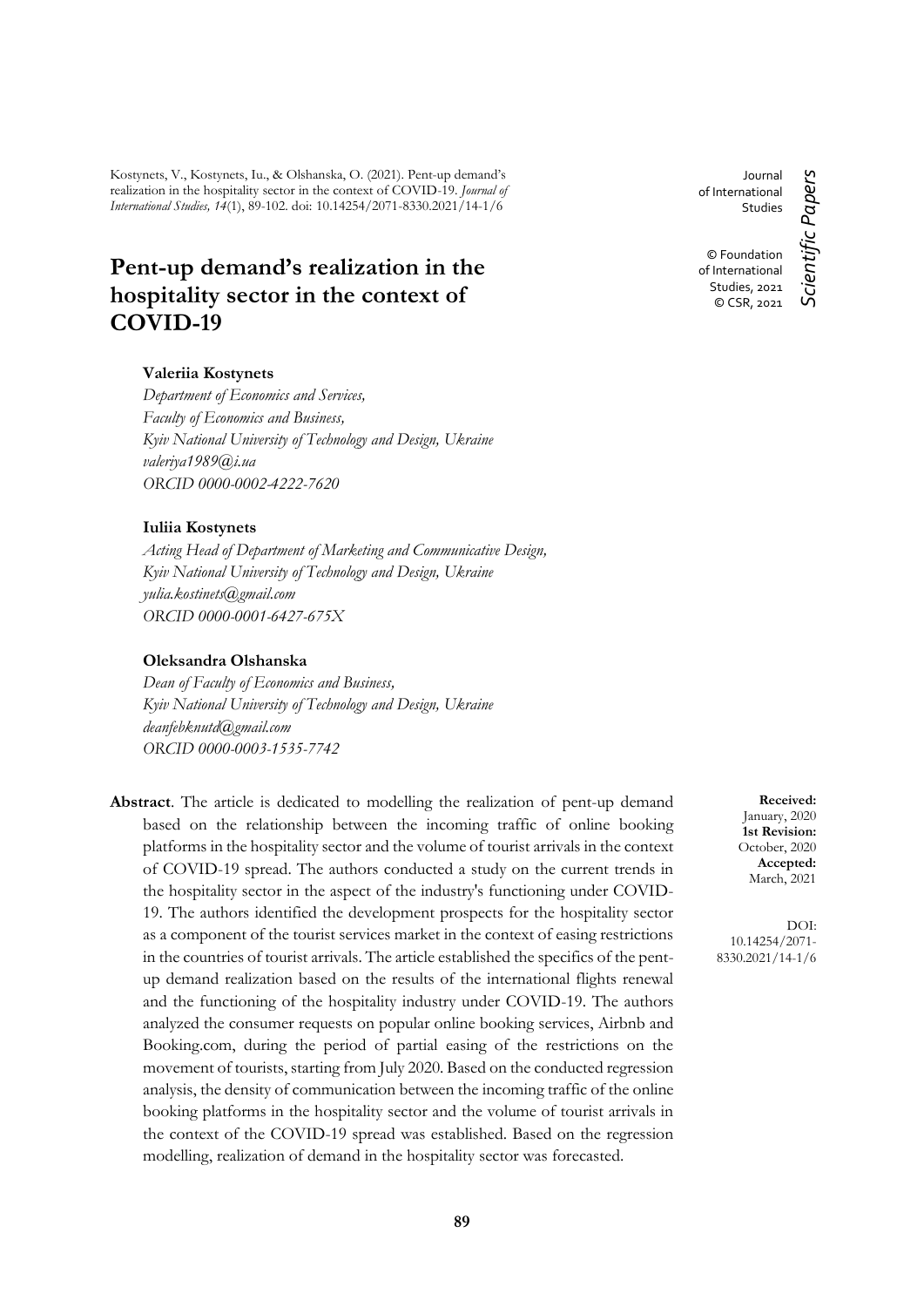Kostynets, V., Kostynets, Iu., & Olshanska, O. (2021). Pent-up demand's realization in the hospitality sector in the context of COVID-19. *Journal of International Studies, 14*(1), 89-102. doi: 10.14254/2071-8330.2021/14-1/6

Journal of International Studies

© Foundation of International Studies, 2021
© CSR, 2021

*Scientific Papers*

# Pent-up demand's realization in the hospitality sector in the context of COVID-19

**Valeriia Kostynets**

*Department of Economics and Services,*
*Faculty of Economics and Business,*
*Kyiv National University of Technology and Design, Ukraine*
*valeriya1989@i.ua*
*ORCID 0000-0002-4222-7620*

**Iuliia Kostynets**

*Acting Head of Department of Marketing and Communicative Design,*
*Kyiv National University of Technology and Design, Ukraine*
*yulia.kostinets@gmail.com*
*ORCID 0000-0001-6427-675X*

**Oleksandra Olshanska**

*Dean of Faculty of Economics and Business,*
*Kyiv National University of Technology and Design, Ukraine*
*deanfebknutd@gmail.com*
*ORCID 0000-0003-1535-7742*

**Abstract**. The article is dedicated to modelling the realization of pent-up demand based on the relationship between the incoming traffic of online booking platforms in the hospitality sector and the volume of tourist arrivals in the context of COVID-19 spread. The authors conducted a study on the current trends in the hospitality sector in the aspect of the industry's functioning under COVID-19. The authors identified the development prospects for the hospitality sector as a component of the tourist services market in the context of easing restrictions in the countries of tourist arrivals. The article established the specifics of the pent-up demand realization based on the results of the international flights renewal and the functioning of the hospitality industry under COVID-19. The authors analyzed the consumer requests on popular online booking services, Airbnb and Booking.com, during the period of partial easing of the restrictions on the movement of tourists, starting from July 2020. Based on the conducted regression analysis, the density of communication between the incoming traffic of the online booking platforms in the hospitality sector and the volume of tourist arrivals in the context of the COVID-19 spread was established. Based on the regression modelling, realization of demand in the hospitality sector was forecasted.

**Received:** January, 2020
**1st Revision:** October, 2020
**Accepted:** March, 2021

DOI: 10.14254/2071-8330.2021/14-1/6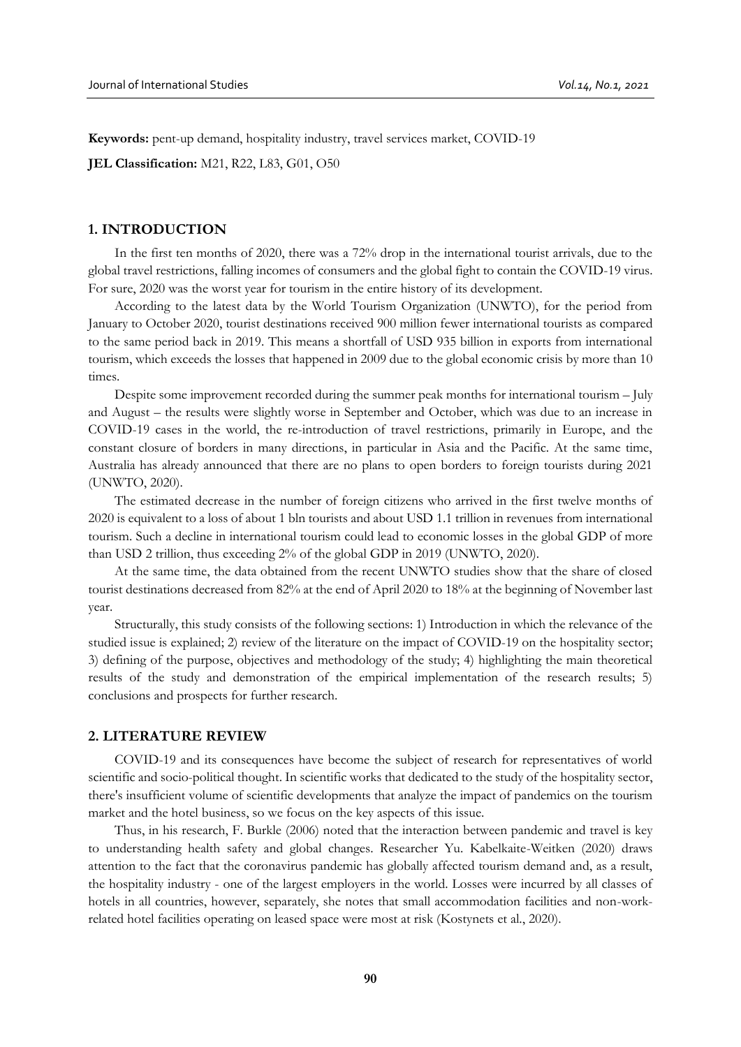**Keywords:** pent-up demand, hospitality industry, travel services market, COVID-19

**JEL Classification:** M21, R22, L83, G01, O50

## 1. INTRODUCTION

In the first ten months of 2020, there was a 72% drop in the international tourist arrivals, due to the global travel restrictions, falling incomes of consumers and the global fight to contain the COVID-19 virus. For sure, 2020 was the worst year for tourism in the entire history of its development.

According to the latest data by the World Tourism Organization (UNWTO), for the period from January to October 2020, tourist destinations received 900 million fewer international tourists as compared to the same period back in 2019. This means a shortfall of USD 935 billion in exports from international tourism, which exceeds the losses that happened in 2009 due to the global economic crisis by more than 10 times.

Despite some improvement recorded during the summer peak months for international tourism – July and August – the results were slightly worse in September and October, which was due to an increase in COVID-19 cases in the world, the re-introduction of travel restrictions, primarily in Europe, and the constant closure of borders in many directions, in particular in Asia and the Pacific. At the same time, Australia has already announced that there are no plans to open borders to foreign tourists during 2021 (UNWTO, 2020).

The estimated decrease in the number of foreign citizens who arrived in the first twelve months of 2020 is equivalent to a loss of about 1 bln tourists and about USD 1.1 trillion in revenues from international tourism. Such a decline in international tourism could lead to economic losses in the global GDP of more than USD 2 trillion, thus exceeding 2% of the global GDP in 2019 (UNWTO, 2020).

At the same time, the data obtained from the recent UNWTO studies show that the share of closed tourist destinations decreased from 82% at the end of April 2020 to 18% at the beginning of November last year.

Structurally, this study consists of the following sections: 1) Introduction in which the relevance of the studied issue is explained; 2) review of the literature on the impact of COVID-19 on the hospitality sector; 3) defining of the purpose, objectives and methodology of the study; 4) highlighting the main theoretical results of the study and demonstration of the empirical implementation of the research results; 5) conclusions and prospects for further research.

## 2. LITERATURE REVIEW

COVID-19 and its consequences have become the subject of research for representatives of world scientific and socio-political thought. In scientific works that dedicated to the study of the hospitality sector, there's insufficient volume of scientific developments that analyze the impact of pandemics on the tourism market and the hotel business, so we focus on the key aspects of this issue.

Thus, in his research, F. Burkle (2006) noted that the interaction between pandemic and travel is key to understanding health safety and global changes. Researcher Yu. Kabelkaite-Weitken (2020) draws attention to the fact that the coronavirus pandemic has globally affected tourism demand and, as a result, the hospitality industry - one of the largest employers in the world. Losses were incurred by all classes of hotels in all countries, however, separately, she notes that small accommodation facilities and non-work-related hotel facilities operating on leased space were most at risk (Kostynets et al., 2020).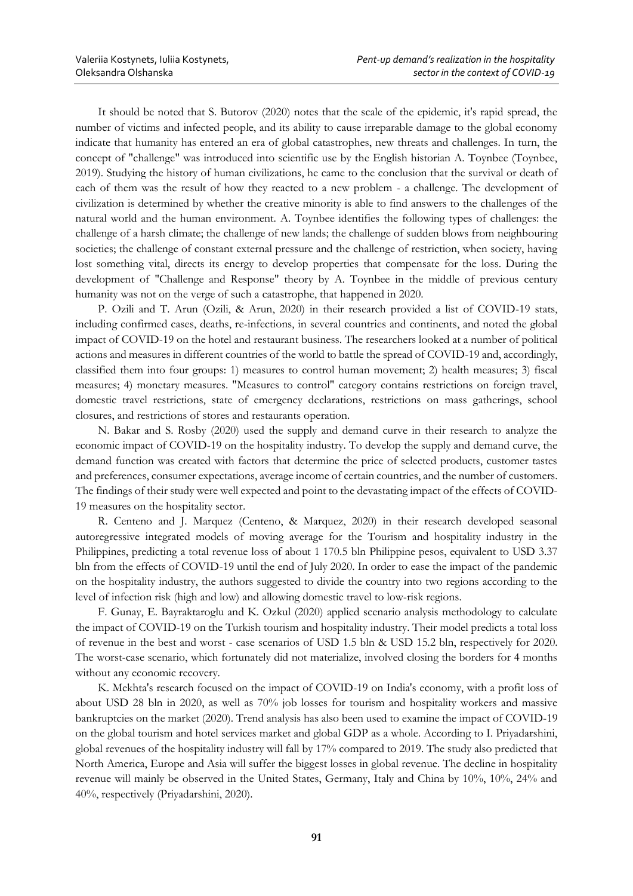It should be noted that S. Butorov (2020) notes that the scale of the epidemic, it's rapid spread, the number of victims and infected people, and its ability to cause irreparable damage to the global economy indicate that humanity has entered an era of global catastrophes, new threats and challenges. In turn, the concept of "challenge" was introduced into scientific use by the English historian A. Toynbee (Toynbee, 2019). Studying the history of human civilizations, he came to the conclusion that the survival or death of each of them was the result of how they reacted to a new problem - a challenge. The development of civilization is determined by whether the creative minority is able to find answers to the challenges of the natural world and the human environment. A. Toynbee identifies the following types of challenges: the challenge of a harsh climate; the challenge of new lands; the challenge of sudden blows from neighbouring societies; the challenge of constant external pressure and the challenge of restriction, when society, having lost something vital, directs its energy to develop properties that compensate for the loss. During the development of "Challenge and Response" theory by A. Toynbee in the middle of previous century humanity was not on the verge of such a catastrophe, that happened in 2020.

P. Ozili and T. Arun (Ozili, & Arun, 2020) in their research provided a list of COVID-19 stats, including confirmed cases, deaths, re-infections, in several countries and continents, and noted the global impact of COVID-19 on the hotel and restaurant business. The researchers looked at a number of political actions and measures in different countries of the world to battle the spread of COVID-19 and, accordingly, classified them into four groups: 1) measures to control human movement; 2) health measures; 3) fiscal measures; 4) monetary measures. "Measures to control" category contains restrictions on foreign travel, domestic travel restrictions, state of emergency declarations, restrictions on mass gatherings, school closures, and restrictions of stores and restaurants operation.

N. Bakar and S. Rosby (2020) used the supply and demand curve in their research to analyze the economic impact of COVID-19 on the hospitality industry. To develop the supply and demand curve, the demand function was created with factors that determine the price of selected products, customer tastes and preferences, consumer expectations, average income of certain countries, and the number of customers. The findings of their study were well expected and point to the devastating impact of the effects of COVID-19 measures on the hospitality sector.

R. Centeno and J. Marquez (Centeno, & Marquez, 2020) in their research developed seasonal autoregressive integrated models of moving average for the Tourism and hospitality industry in the Philippines, predicting a total revenue loss of about 1 170.5 bln Philippine pesos, equivalent to USD 3.37 bln from the effects of COVID-19 until the end of July 2020. In order to ease the impact of the pandemic on the hospitality industry, the authors suggested to divide the country into two regions according to the level of infection risk (high and low) and allowing domestic travel to low-risk regions.

F. Gunay, E. Bayraktaroglu and K. Ozkul (2020) applied scenario analysis methodology to calculate the impact of COVID-19 on the Turkish tourism and hospitality industry. Their model predicts a total loss of revenue in the best and worst - case scenarios of USD 1.5 bln & USD 15.2 bln, respectively for 2020. The worst-case scenario, which fortunately did not materialize, involved closing the borders for 4 months without any economic recovery.

K. Mekhta's research focused on the impact of COVID-19 on India's economy, with a profit loss of about USD 28 bln in 2020, as well as 70% job losses for tourism and hospitality workers and massive bankruptcies on the market (2020). Trend analysis has also been used to examine the impact of COVID-19 on the global tourism and hotel services market and global GDP as a whole. According to I. Priyadarshini, global revenues of the hospitality industry will fall by 17% compared to 2019. The study also predicted that North America, Europe and Asia will suffer the biggest losses in global revenue. The decline in hospitality revenue will mainly be observed in the United States, Germany, Italy and China by 10%, 10%, 24% and 40%, respectively (Priyadarshini, 2020).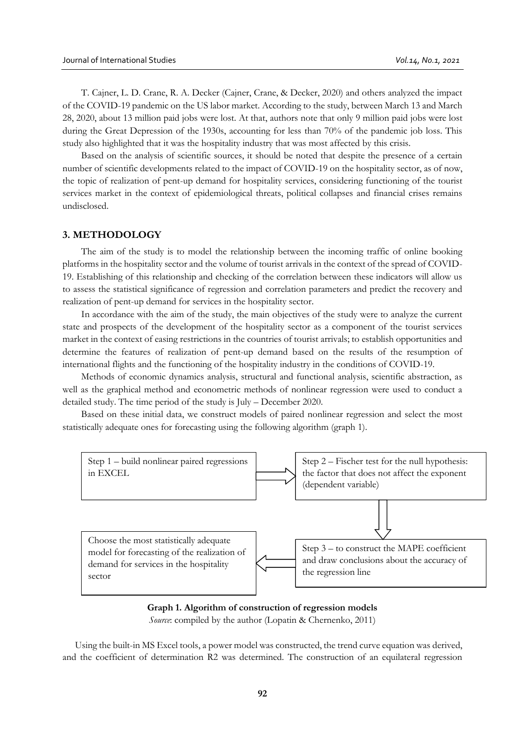T. Cajner, L. D. Crane, R. A. Decker (Cajner, Crane, & Decker, 2020) and others analyzed the impact of the COVID-19 pandemic on the US labor market. According to the study, between March 13 and March 28, 2020, about 13 million paid jobs were lost. At that, authors note that only 9 million paid jobs were lost during the Great Depression of the 1930s, accounting for less than 70% of the pandemic job loss. This study also highlighted that it was the hospitality industry that was most affected by this crisis.

Based on the analysis of scientific sources, it should be noted that despite the presence of a certain number of scientific developments related to the impact of COVID-19 on the hospitality sector, as of now, the topic of realization of pent-up demand for hospitality services, considering functioning of the tourist services market in the context of epidemiological threats, political collapses and financial crises remains undisclosed.

## 3. METHODOLOGY

The aim of the study is to model the relationship between the incoming traffic of online booking platforms in the hospitality sector and the volume of tourist arrivals in the context of the spread of COVID-19. Establishing of this relationship and checking of the correlation between these indicators will allow us to assess the statistical significance of regression and correlation parameters and predict the recovery and realization of pent-up demand for services in the hospitality sector.

In accordance with the aim of the study, the main objectives of the study were to analyze the current state and prospects of the development of the hospitality sector as a component of the tourist services market in the context of easing restrictions in the countries of tourist arrivals; to establish opportunities and determine the features of realization of pent-up demand based on the results of the resumption of international flights and the functioning of the hospitality industry in the conditions of COVID-19.

Methods of economic dynamics analysis, structural and functional analysis, scientific abstraction, as well as the graphical method and econometric methods of nonlinear regression were used to conduct a detailed study. The time period of the study is July – December 2020.

Based on these initial data, we construct models of paired nonlinear regression and select the most statistically adequate ones for forecasting using the following algorithm (graph 1).

Step 1 – build nonlinear paired regressions in EXCEL → Step 2 – Fischer test for the null hypothesis: the factor that does not affect the exponent (dependent variable) → Step 3 – to construct the MAPE coefficient and draw conclusions about the accuracy of the regression line → Choose the most statistically adequate model for forecasting of the realization of demand for services in the hospitality sector

**Graph 1. Algorithm of construction of regression models**

*Source*: compiled by the author (Lopatin & Chernenko, 2011)

Using the built-in MS Excel tools, a power model was constructed, the trend curve equation was derived, and the coefficient of determination R2 was determined. The construction of an equilateral regression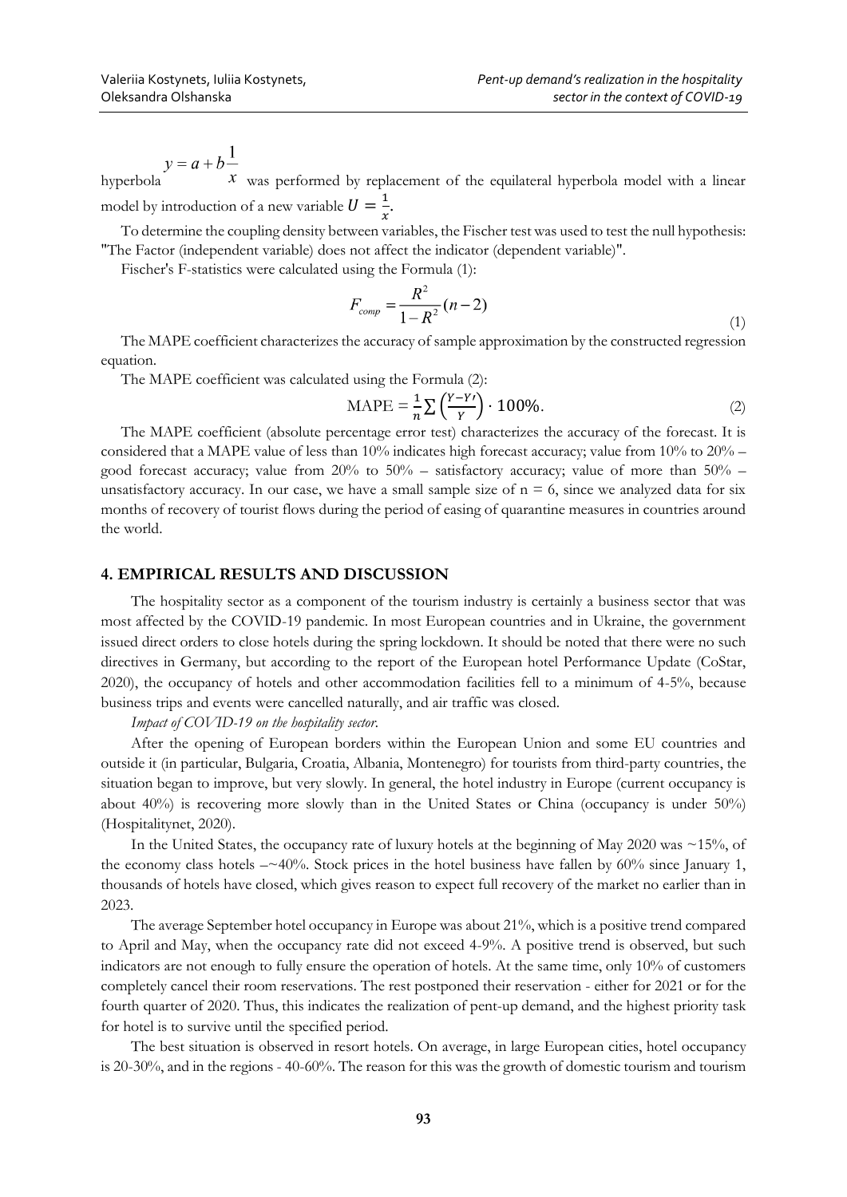hyperbola $y = a + b\frac{1}{x}$ was performed by replacement of the equilateral hyperbola model with a linear model by introduction of a new variable $U = \frac{1}{x}$.

To determine the coupling density between variables, the Fischer test was used to test the null hypothesis: "The Factor (independent variable) does not affect the indicator (dependent variable)".

Fischer's F-statistics were calculated using the Formula (1):

$$F_{comp} = \frac{R^2}{1-R^2}(n-2) \tag{1}$$

The MAPE coefficient characterizes the accuracy of sample approximation by the constructed regression equation.

The MAPE coefficient was calculated using the Formula (2):

$$\text{MAPE} = \frac{1}{n}\sum\left(\frac{Y-Y\prime}{Y}\right)\cdot 100\%. \tag{2}$$

The MAPE coefficient (absolute percentage error test) characterizes the accuracy of the forecast. It is considered that a MAPE value of less than 10% indicates high forecast accuracy; value from 10% to 20% – good forecast accuracy; value from 20% to 50% – satisfactory accuracy; value of more than 50% – unsatisfactory accuracy. In our case, we have a small sample size of n = 6, since we analyzed data for six months of recovery of tourist flows during the period of easing of quarantine measures in countries around the world.

## 4. EMPIRICAL RESULTS AND DISCUSSION

The hospitality sector as a component of the tourism industry is certainly a business sector that was most affected by the COVID-19 pandemic. In most European countries and in Ukraine, the government issued direct orders to close hotels during the spring lockdown. It should be noted that there were no such directives in Germany, but according to the report of the European hotel Performance Update (CoStar, 2020), the occupancy of hotels and other accommodation facilities fell to a minimum of 4-5%, because business trips and events were cancelled naturally, and air traffic was closed.

*Impact of COVID-19 on the hospitality sector.*

After the opening of European borders within the European Union and some EU countries and outside it (in particular, Bulgaria, Croatia, Albania, Montenegro) for tourists from third-party countries, the situation began to improve, but very slowly. In general, the hotel industry in Europe (current occupancy is about 40%) is recovering more slowly than in the United States or China (occupancy is under 50%) (Hospitalitynet, 2020).

In the United States, the occupancy rate of luxury hotels at the beginning of May 2020 was ~15%, of the economy class hotels –~40%. Stock prices in the hotel business have fallen by 60% since January 1, thousands of hotels have closed, which gives reason to expect full recovery of the market no earlier than in 2023.

The average September hotel occupancy in Europe was about 21%, which is a positive trend compared to April and May, when the occupancy rate did not exceed 4-9%. A positive trend is observed, but such indicators are not enough to fully ensure the operation of hotels. At the same time, only 10% of customers completely cancel their room reservations. The rest postponed their reservation - either for 2021 or for the fourth quarter of 2020. Thus, this indicates the realization of pent-up demand, and the highest priority task for hotel is to survive until the specified period.

The best situation is observed in resort hotels. On average, in large European cities, hotel occupancy is 20-30%, and in the regions - 40-60%. The reason for this was the growth of domestic tourism and tourism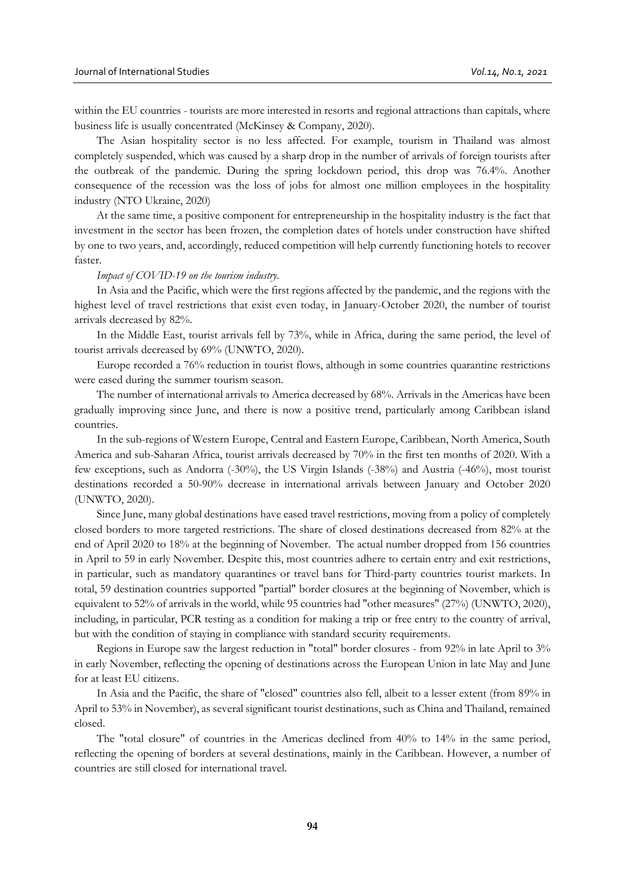within the EU countries - tourists are more interested in resorts and regional attractions than capitals, where business life is usually concentrated (McKinsey & Company, 2020).

The Asian hospitality sector is no less affected. For example, tourism in Thailand was almost completely suspended, which was caused by a sharp drop in the number of arrivals of foreign tourists after the outbreak of the pandemic. During the spring lockdown period, this drop was 76.4%. Another consequence of the recession was the loss of jobs for almost one million employees in the hospitality industry (NTO Ukraine, 2020)

At the same time, a positive component for entrepreneurship in the hospitality industry is the fact that investment in the sector has been frozen, the completion dates of hotels under construction have shifted by one to two years, and, accordingly, reduced competition will help currently functioning hotels to recover faster.

*Impact of COVID-19 on the tourism industry.*

In Asia and the Pacific, which were the first regions affected by the pandemic, and the regions with the highest level of travel restrictions that exist even today, in January-October 2020, the number of tourist arrivals decreased by 82%.

In the Middle East, tourist arrivals fell by 73%, while in Africa, during the same period, the level of tourist arrivals decreased by 69% (UNWTO, 2020).

Europe recorded a 76% reduction in tourist flows, although in some countries quarantine restrictions were eased during the summer tourism season.

The number of international arrivals to America decreased by 68%. Arrivals in the Americas have been gradually improving since June, and there is now a positive trend, particularly among Caribbean island countries.

In the sub-regions of Western Europe, Central and Eastern Europe, Caribbean, North America, South America and sub-Saharan Africa, tourist arrivals decreased by 70% in the first ten months of 2020. With a few exceptions, such as Andorra (-30%), the US Virgin Islands (-38%) and Austria (-46%), most tourist destinations recorded a 50-90% decrease in international arrivals between January and October 2020 (UNWTO, 2020).

Since June, many global destinations have eased travel restrictions, moving from a policy of completely closed borders to more targeted restrictions. The share of closed destinations decreased from 82% at the end of April 2020 to 18% at the beginning of November. The actual number dropped from 156 countries in April to 59 in early November. Despite this, most countries adhere to certain entry and exit restrictions, in particular, such as mandatory quarantines or travel bans for Third-party countries tourist markets. In total, 59 destination countries supported "partial" border closures at the beginning of November, which is equivalent to 52% of arrivals in the world, while 95 countries had "other measures" (27%) (UNWTO, 2020), including, in particular, PCR testing as a condition for making a trip or free entry to the country of arrival, but with the condition of staying in compliance with standard security requirements.

Regions in Europe saw the largest reduction in "total" border closures - from 92% in late April to 3% in early November, reflecting the opening of destinations across the European Union in late May and June for at least EU citizens.

In Asia and the Pacific, the share of "closed" countries also fell, albeit to a lesser extent (from 89% in April to 53% in November), as several significant tourist destinations, such as China and Thailand, remained closed.

The "total closure" of countries in the Americas declined from 40% to 14% in the same period, reflecting the opening of borders at several destinations, mainly in the Caribbean. However, a number of countries are still closed for international travel.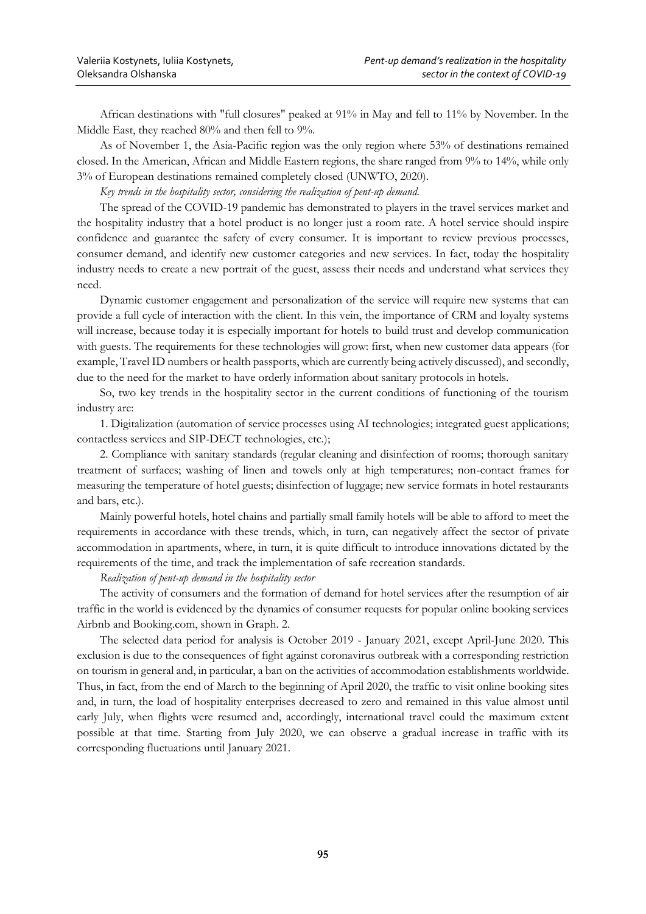African destinations with "full closures" peaked at 91% in May and fell to 11% by November. In the Middle East, they reached 80% and then fell to 9%.

As of November 1, the Asia-Pacific region was the only region where 53% of destinations remained closed. In the American, African and Middle Eastern regions, the share ranged from 9% to 14%, while only 3% of European destinations remained completely closed (UNWTO, 2020).

*Key trends in the hospitality sector, considering the realization of pent-up demand.*

The spread of the COVID-19 pandemic has demonstrated to players in the travel services market and the hospitality industry that a hotel product is no longer just a room rate. A hotel service should inspire confidence and guarantee the safety of every consumer. It is important to review previous processes, consumer demand, and identify new customer categories and new services. In fact, today the hospitality industry needs to create a new portrait of the guest, assess their needs and understand what services they need.

Dynamic customer engagement and personalization of the service will require new systems that can provide a full cycle of interaction with the client. In this vein, the importance of CRM and loyalty systems will increase, because today it is especially important for hotels to build trust and develop communication with guests. The requirements for these technologies will grow: first, when new customer data appears (for example, Travel ID numbers or health passports, which are currently being actively discussed), and secondly, due to the need for the market to have orderly information about sanitary protocols in hotels.

So, two key trends in the hospitality sector in the current conditions of functioning of the tourism industry are:

1. Digitalization (automation of service processes using AI technologies; integrated guest applications; contactless services and SIP-DECT technologies, etc.);

2. Compliance with sanitary standards (regular cleaning and disinfection of rooms; thorough sanitary treatment of surfaces; washing of linen and towels only at high temperatures; non-contact frames for measuring the temperature of hotel guests; disinfection of luggage; new service formats in hotel restaurants and bars, etc.).

Mainly powerful hotels, hotel chains and partially small family hotels will be able to afford to meet the requirements in accordance with these trends, which, in turn, can negatively affect the sector of private accommodation in apartments, where, in turn, it is quite difficult to introduce innovations dictated by the requirements of the time, and track the implementation of safe recreation standards.

*Realization of pent-up demand in the hospitality sector*

The activity of consumers and the formation of demand for hotel services after the resumption of air traffic in the world is evidenced by the dynamics of consumer requests for popular online booking services Airbnb and Booking.com, shown in Graph. 2.

The selected data period for analysis is October 2019 - January 2021, except April-June 2020. This exclusion is due to the consequences of fight against coronavirus outbreak with a corresponding restriction on tourism in general and, in particular, a ban on the activities of accommodation establishments worldwide. Thus, in fact, from the end of March to the beginning of April 2020, the traffic to visit online booking sites and, in turn, the load of hospitality enterprises decreased to zero and remained in this value almost until early July, when flights were resumed and, accordingly, international travel could the maximum extent possible at that time. Starting from July 2020, we can observe a gradual increase in traffic with its corresponding fluctuations until January 2021.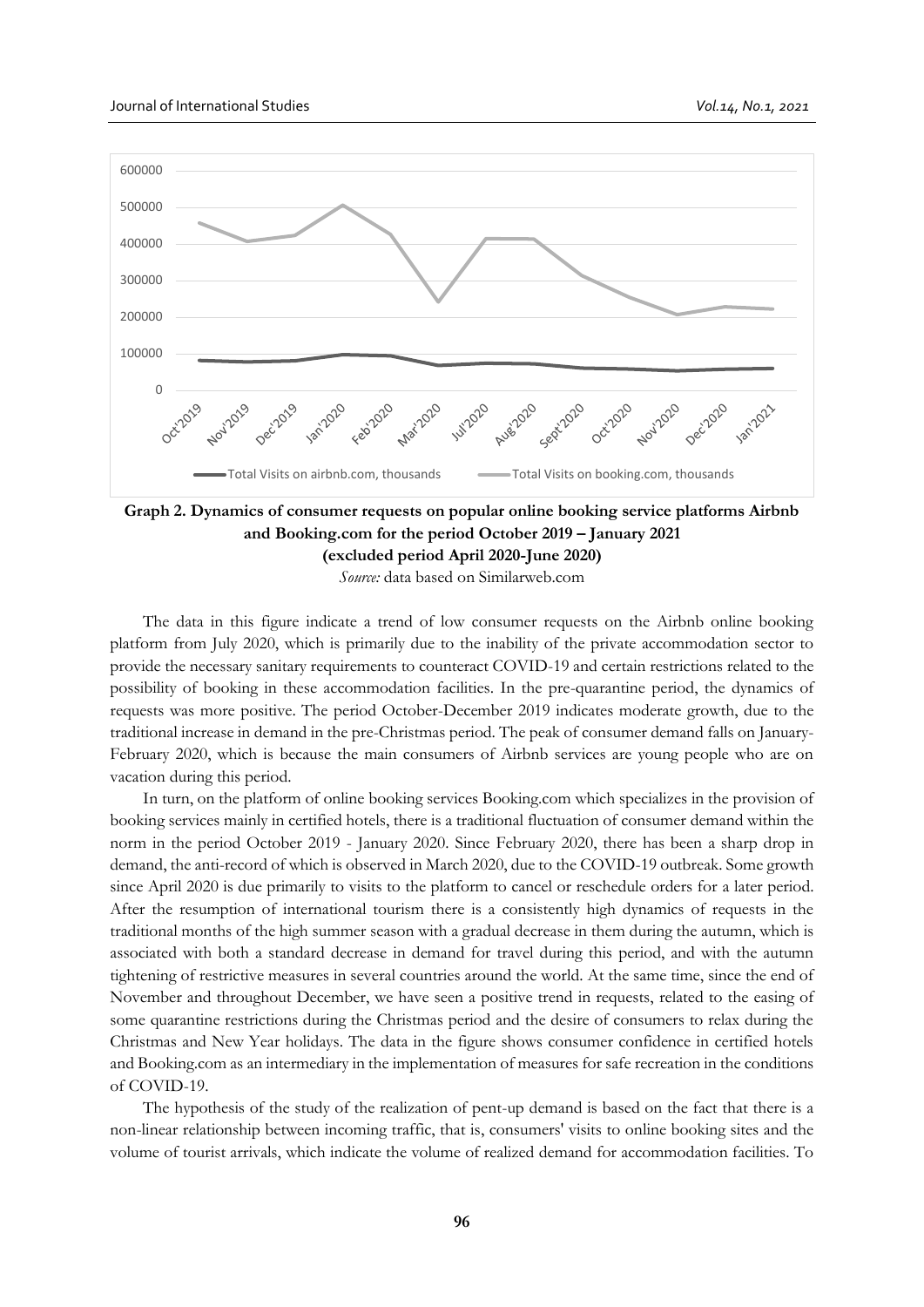**Graph 2. Dynamics of consumer requests on popular online booking service platforms Airbnb and Booking.com for the period October 2019 – January 2021 (excluded period April 2020-June 2020)**

*Source:* data based on Similarweb.com

The data in this figure indicate a trend of low consumer requests on the Airbnb online booking platform from July 2020, which is primarily due to the inability of the private accommodation sector to provide the necessary sanitary requirements to counteract COVID-19 and certain restrictions related to the possibility of booking in these accommodation facilities. In the pre-quarantine period, the dynamics of requests was more positive. The period October-December 2019 indicates moderate growth, due to the traditional increase in demand in the pre-Christmas period. The peak of consumer demand falls on January-February 2020, which is because the main consumers of Airbnb services are young people who are on vacation during this period.

In turn, on the platform of online booking services Booking.com which specializes in the provision of booking services mainly in certified hotels, there is a traditional fluctuation of consumer demand within the norm in the period October 2019 - January 2020. Since February 2020, there has been a sharp drop in demand, the anti-record of which is observed in March 2020, due to the COVID-19 outbreak. Some growth since April 2020 is due primarily to visits to the platform to cancel or reschedule orders for a later period. After the resumption of international tourism there is a consistently high dynamics of requests in the traditional months of the high summer season with a gradual decrease in them during the autumn, which is associated with both a standard decrease in demand for travel during this period, and with the autumn tightening of restrictive measures in several countries around the world. At the same time, since the end of November and throughout December, we have seen a positive trend in requests, related to the easing of some quarantine restrictions during the Christmas period and the desire of consumers to relax during the Christmas and New Year holidays. The data in the figure shows consumer confidence in certified hotels and Booking.com as an intermediary in the implementation of measures for safe recreation in the conditions of COVID-19.

The hypothesis of the study of the realization of pent-up demand is based on the fact that there is a non-linear relationship between incoming traffic, that is, consumers' visits to online booking sites and the volume of tourist arrivals, which indicate the volume of realized demand for accommodation facilities. To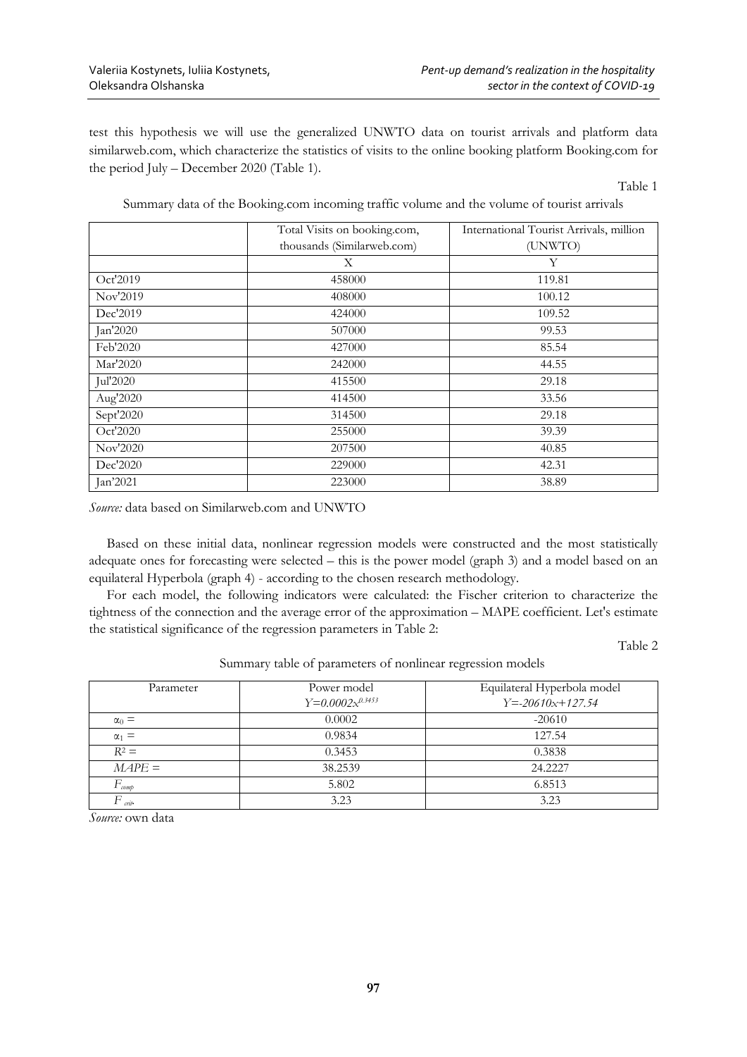test this hypothesis we will use the generalized UNWTO data on tourist arrivals and platform data similarweb.com, which characterize the statistics of visits to the online booking platform Booking.com for the period July – December 2020 (Table 1).

Table 1

Summary data of the Booking.com incoming traffic volume and the volume of tourist arrivals

| | Total Visits on booking.com, thousands (Similarweb.com) | International Tourist Arrivals, million (UNWTO) |
|---|---|---|
| | X | Y |
| Oct'2019 | 458000 | 119.81 |
| Nov'2019 | 408000 | 100.12 |
| Dec'2019 | 424000 | 109.52 |
| Jan'2020 | 507000 | 99.53 |
| Feb'2020 | 427000 | 85.54 |
| Mar'2020 | 242000 | 44.55 |
| Jul'2020 | 415500 | 29.18 |
| Aug'2020 | 414500 | 33.56 |
| Sept'2020 | 314500 | 29.18 |
| Oct'2020 | 255000 | 39.39 |
| Nov'2020 | 207500 | 40.85 |
| Dec'2020 | 229000 | 42.31 |
| Jan'2021 | 223000 | 38.89 |

*Source:* data based on Similarweb.com and UNWTO

Based on these initial data, nonlinear regression models were constructed and the most statistically adequate ones for forecasting were selected – this is the power model (graph 3) and a model based on an equilateral Hyperbola (graph 4) - according to the chosen research methodology.

For each model, the following indicators were calculated: the Fischer criterion to characterize the tightness of the connection and the average error of the approximation – MAPE coefficient. Let's estimate the statistical significance of the regression parameters in Table 2:

Table 2

Summary table of parameters of nonlinear regression models

| Parameter | Power model $Y=0.0002x^{0.3453}$ | Equilateral Hyperbola model $Y=-20610x+127.54$ |
|---|---|---|
| $\alpha_0 =$ | 0.0002 | -20610 |
| $\alpha_1 =$ | 0.9834 | 127.54 |
| $R^2 =$ | 0.3453 | 0.3838 |
| $MAPE =$ | 38.2539 | 24.2227 |
| $F_{comp}$ | 5.802 | 6.8513 |
| $F_{crit}$ | 3.23 | 3.23 |

*Source:* own data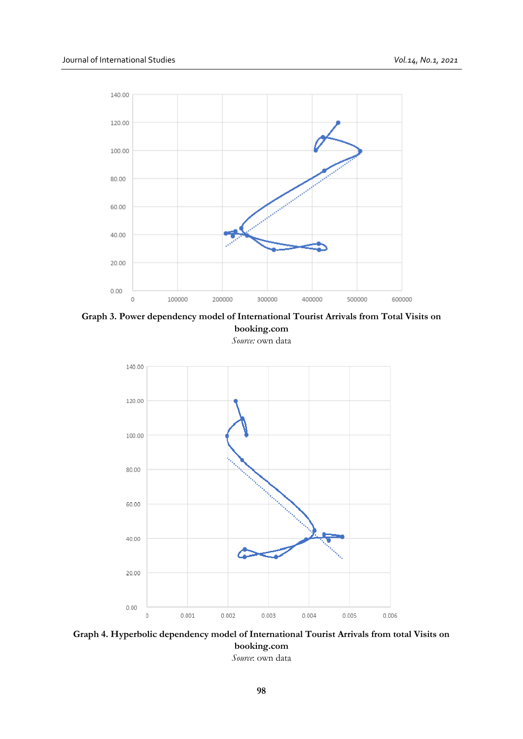**Graph 3. Power dependency model of International Tourist Arrivals from Total Visits on booking.com**

*Source:* own data

**Graph 4. Hyperbolic dependency model of International Tourist Arrivals from total Visits on booking.com**

*Source*: own data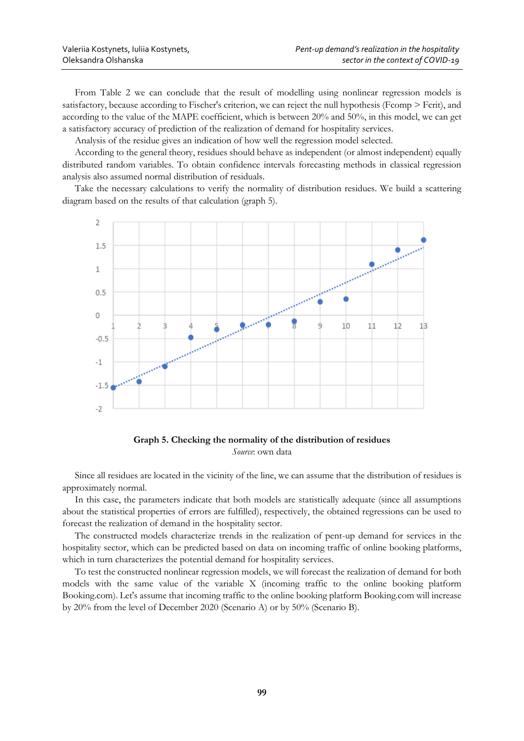From Table 2 we can conclude that the result of modelling using nonlinear regression models is satisfactory, because according to Fischer's criterion, we can reject the null hypothesis (Fcomp > Fcrit), and according to the value of the MAPE coefficient, which is between 20% and 50%, in this model, we can get a satisfactory accuracy of prediction of the realization of demand for hospitality services.

Analysis of the residue gives an indication of how well the regression model selected.

According to the general theory, residues should behave as independent (or almost independent) equally distributed random variables. To obtain confidence intervals forecasting methods in classical regression analysis also assumed normal distribution of residuals.

Take the necessary calculations to verify the normality of distribution residues. We build a scattering diagram based on the results of that calculation (graph 5).

**Graph 5. Checking the normality of the distribution of residues**

*Source*: own data

Since all residues are located in the vicinity of the line, we can assume that the distribution of residues is approximately normal.

In this case, the parameters indicate that both models are statistically adequate (since all assumptions about the statistical properties of errors are fulfilled), respectively, the obtained regressions can be used to forecast the realization of demand in the hospitality sector.

The constructed models characterize trends in the realization of pent-up demand for services in the hospitality sector, which can be predicted based on data on incoming traffic of online booking platforms, which in turn characterizes the potential demand for hospitality services.

To test the constructed nonlinear regression models, we will forecast the realization of demand for both models with the same value of the variable X (incoming traffic to the online booking platform Booking.com). Let's assume that incoming traffic to the online booking platform Booking.com will increase by 20% from the level of December 2020 (Scenario A) or by 50% (Scenario B).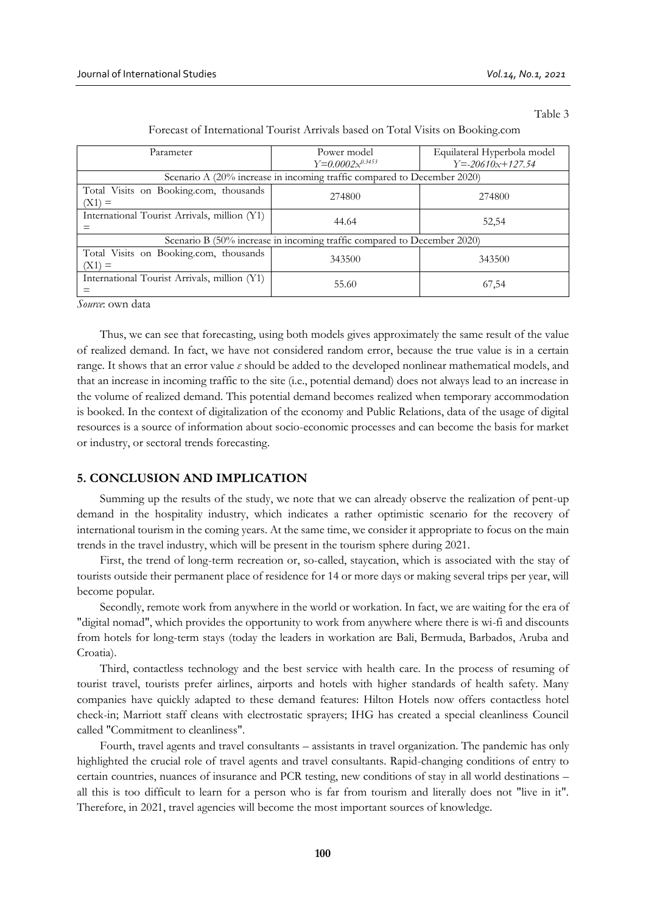Table 3

Forecast of International Tourist Arrivals based on Total Visits on Booking.com

| Parameter | Power model $Y=0.0002x^{0.3453}$ | Equilateral Hyperbola model $Y=-20610x+127.54$ |
|---|---|---|
| Scenario A (20% increase in incoming traffic compared to December 2020) | | |
| Total Visits on Booking.com, thousands (X1) = | 274800 | 274800 |
| International Tourist Arrivals, million (Y1) = | 44.64 | 52,54 |
| Scenario B (50% increase in incoming traffic compared to December 2020) | | |
| Total Visits on Booking.com, thousands (X1) = | 343500 | 343500 |
| International Tourist Arrivals, million (Y1) = | 55.60 | 67,54 |

*Source*: own data

Thus, we can see that forecasting, using both models gives approximately the same result of the value of realized demand. In fact, we have not considered random error, because the true value is in a certain range. It shows that an error value $\varepsilon$ should be added to the developed nonlinear mathematical models, and that an increase in incoming traffic to the site (i.e., potential demand) does not always lead to an increase in the volume of realized demand. This potential demand becomes realized when temporary accommodation is booked. In the context of digitalization of the economy and Public Relations, data of the usage of digital resources is a source of information about socio-economic processes and can become the basis for market or industry, or sectoral trends forecasting.

## 5. CONCLUSION AND IMPLICATION

Summing up the results of the study, we note that we can already observe the realization of pent-up demand in the hospitality industry, which indicates a rather optimistic scenario for the recovery of international tourism in the coming years. At the same time, we consider it appropriate to focus on the main trends in the travel industry, which will be present in the tourism sphere during 2021.

First, the trend of long-term recreation or, so-called, staycation, which is associated with the stay of tourists outside their permanent place of residence for 14 or more days or making several trips per year, will become popular.

Secondly, remote work from anywhere in the world or workation. In fact, we are waiting for the era of "digital nomad", which provides the opportunity to work from anywhere where there is wi-fi and discounts from hotels for long-term stays (today the leaders in workation are Bali, Bermuda, Barbados, Aruba and Croatia).

Third, contactless technology and the best service with health care. In the process of resuming of tourist travel, tourists prefer airlines, airports and hotels with higher standards of health safety. Many companies have quickly adapted to these demand features: Hilton Hotels now offers contactless hotel check-in; Marriott staff cleans with electrostatic sprayers; IHG has created a special cleanliness Council called "Commitment to cleanliness".

Fourth, travel agents and travel consultants – assistants in travel organization. The pandemic has only highlighted the crucial role of travel agents and travel consultants. Rapid-changing conditions of entry to certain countries, nuances of insurance and PCR testing, new conditions of stay in all world destinations – all this is too difficult to learn for a person who is far from tourism and literally does not "live in it". Therefore, in 2021, travel agencies will become the most important sources of knowledge.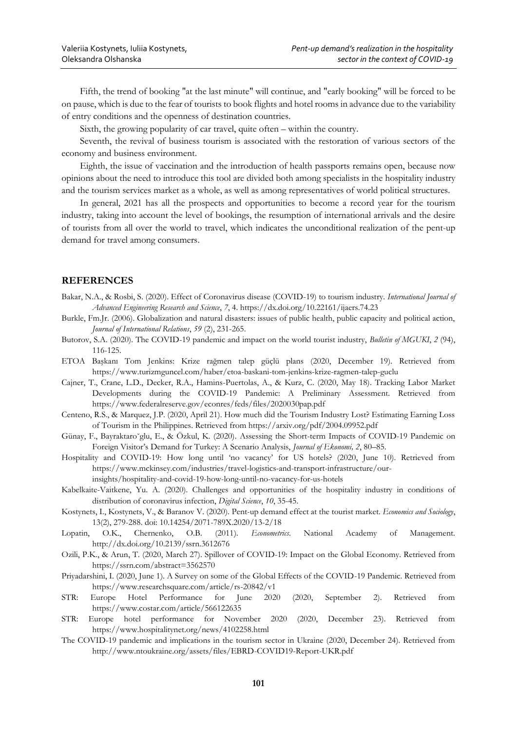Fifth, the trend of booking "at the last minute" will continue, and "early booking" will be forced to be on pause, which is due to the fear of tourists to book flights and hotel rooms in advance due to the variability of entry conditions and the openness of destination countries.

Sixth, the growing popularity of car travel, quite often – within the country.

Seventh, the revival of business tourism is associated with the restoration of various sectors of the economy and business environment.

Eighth, the issue of vaccination and the introduction of health passports remains open, because now opinions about the need to introduce this tool are divided both among specialists in the hospitality industry and the tourism services market as a whole, as well as among representatives of world political structures.

In general, 2021 has all the prospects and opportunities to become a record year for the tourism industry, taking into account the level of bookings, the resumption of international arrivals and the desire of tourists from all over the world to travel, which indicates the unconditional realization of the pent-up demand for travel among consumers.

## REFERENCES

Bakar, N.A., & Rosbi, S. (2020). Effect of Coronavirus disease (COVID-19) to tourism industry. *International Journal of Advanced Engineering Research and Science*, *7*, 4. https://dx.doi.org/10.22161/ijaers.74.23

Burkle, Fm.Jr. (2006). Globalization and natural disasters: issues of public health, public capacity and political action, *Journal of International Relations*, *59* (2), 231-265.

Butorov, S.A. (2020). The COVID-19 pandemic and impact on the world tourist industry, *Bulletin of MGUKI*, *2* (94), 116-125.

ETOA Başkanı Tom Jenkins: Krize rağmen talep güçlü plans (2020, December 19). Retrieved from https://www.turizmguncel.com/haber/etoa-baskani-tom-jenkins-krize-ragmen-talep-guclu

Cajner, T., Crane, L.D., Decker, R.A., Hamins-Puertolas, A., & Kurz, C. (2020, May 18). Tracking Labor Market Developments during the COVID-19 Pandemic: A Preliminary Assessment. Retrieved from https://www.federalreserve.gov/econres/feds/files/2020030pap.pdf

Centeno, R.S., & Marquez, J.P. (2020, April 21). How much did the Tourism Industry Lost? Estimating Earning Loss of Tourism in the Philippines. Retrieved from https://arxiv.org/pdf/2004.09952.pdf

Günay, F., Bayraktaroˇglu, E., & Özkul, K. (2020). Assessing the Short-term Impacts of COVID-19 Pandemic on Foreign Visitor's Demand for Turkey: A Scenario Analysis, *Journal of Ekonomi, 2*, 80–85.

Hospitality and COVID-19: How long until 'no vacancy' for US hotels? (2020, June 10). Retrieved from https://www.mckinsey.com/industries/travel-logistics-and-transport-infrastructure/our-insights/hospitality-and-covid-19-how-long-until-no-vacancy-for-us-hotels

Kabelkaite-Vaitkene, Yu. A. (2020). Challenges and opportunities of the hospitality industry in conditions of distribution of coronavirus infection, *Digital Science*, *10*, 35-45.

Kostynets, I., Kostynets, V., & Baranov V. (2020). Pent-up demand effect at the tourist market. *Economics and Sociology*, 13(2), 279-288. doi: 10.14254/2071-789X.2020/13-2/18

Lopatin, O.K., Chernenko, O.B. (2011). *Econometrics*. National Academy of Management. http://dx.doi.org/10.2139/ssrn.3612676

Ozili, P.K., & Arun, T. (2020, March 27). Spillover of COVID-19: Impact on the Global Economy. Retrieved from https://ssrn.com/abstract=3562570

Priyadarshini, I. (2020, June 1). A Survey on some of the Global Effects of the COVID-19 Pandemic. Retrieved from https://www.researchsquare.com/article/rs-20842/v1

STR: Europe Hotel Performance for June 2020 (2020, September 2). Retrieved from https://www.costar.com/article/566122635

STR: Europe hotel performance for November 2020 (2020, December 23). Retrieved from https://www.hospitalitynet.org/news/4102258.html

The COVID-19 pandemic and implications in the tourism sector in Ukraine (2020, December 24). Retrieved from http://www.ntoukraine.org/assets/files/EBRD-COVID19-Report-UKR.pdf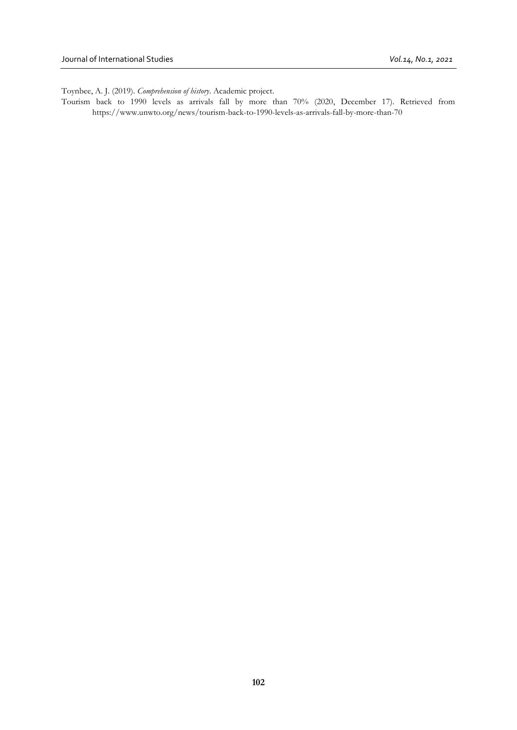Toynbee, A. J. (2019). *Comprehension of history*. Academic project.

Tourism back to 1990 levels as arrivals fall by more than 70% (2020, December 17). Retrieved from https://www.unwto.org/news/tourism-back-to-1990-levels-as-arrivals-fall-by-more-than-70